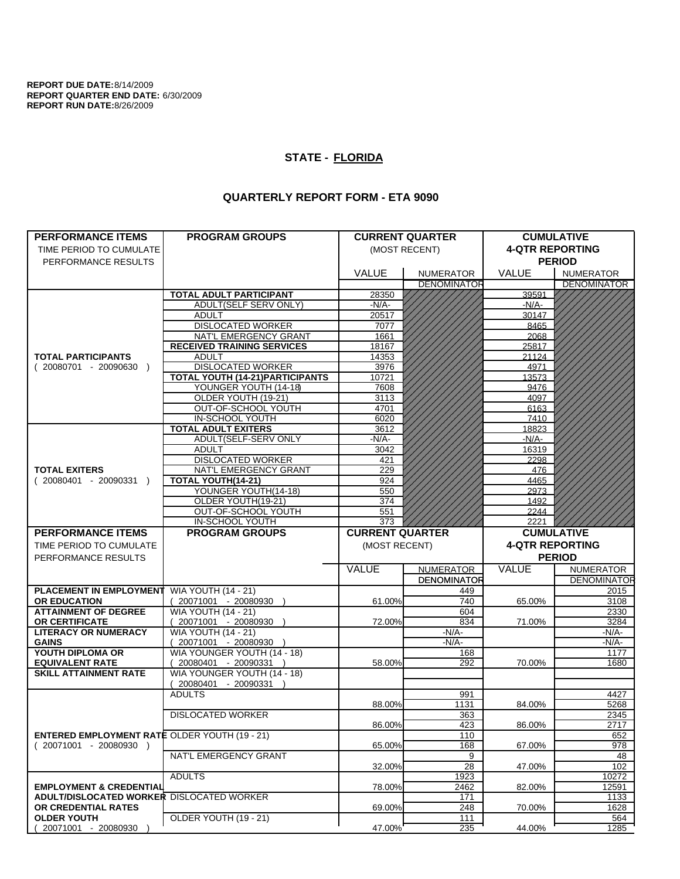**REPORT DUE DATE:**8/14/2009
**REPORT QUARTER END DATE:** 6/30/2009
**REPORT RUN DATE:**8/26/2009

## STATE - FLORIDA

### QUARTERLY REPORT FORM - ETA 9090

| PERFORMANCE ITEMS TIME PERIOD TO CUMULATE PERFORMANCE RESULTS | PROGRAM GROUPS | CURRENT QUARTER (MOST RECENT) VALUE | CURRENT QUARTER NUMERATOR DENOMINATOR | CUMULATIVE 4-QTR REPORTING PERIOD VALUE | CUMULATIVE NUMERATOR DENOMINATOR |
|---|---|---|---|---|---|
| TOTAL PARTICIPANTS ( 20080701 - 20090630 ) | **TOTAL ADULT PARTICIPANT** | 28350 | | 39591 | |
| | ADULT(SELF SERV ONLY) | -N/A- | | -N/A- | |
| | ADULT | 20517 | | 30147 | |
| | DISLOCATED WORKER | 7077 | | 8465 | |
| | NAT'L EMERGENCY GRANT | 1661 | | 2068 | |
| | **RECEIVED TRAINING SERVICES** | 18167 | | 25817 | |
| | ADULT | 14353 | | 21124 | |
| | DISLOCATED WORKER | 3976 | | 4971 | |
| | **TOTAL YOUTH (14-21)PARTICIPANTS** | 10721 | | 13573 | |
| | YOUNGER YOUTH (14-18) | 7608 | | 9476 | |
| | OLDER YOUTH (19-21) | 3113 | | 4097 | |
| | OUT-OF-SCHOOL YOUTH | 4701 | | 6163 | |
| | IN-SCHOOL YOUTH | 6020 | | 7410 | |
| TOTAL EXITERS ( 20080401 - 20090331 ) | **TOTAL ADULT EXITERS** | 3612 | | 18823 | |
| | ADULT(SELF-SERV ONLY | -N/A- | | -N/A- | |
| | ADULT | 3042 | | 16319 | |
| | DISLOCATED WORKER | 421 | | 2298 | |
| | NAT'L EMERGENCY GRANT | 229 | | 476 | |
| | **TOTAL YOUTH(14-21)** | 924 | | 4465 | |
| | YOUNGER YOUTH(14-18) | 550 | | 2973 | |
| | OLDER YOUTH(19-21) | 374 | | 1492 | |
| | OUT-OF-SCHOOL YOUTH | 551 | | 2244 | |
| | IN-SCHOOL YOUTH | 373 | | 2221 | |

| PERFORMANCE ITEMS TIME PERIOD TO CUMULATE PERFORMANCE RESULTS | PROGRAM GROUPS | CURRENT QUARTER (MOST RECENT) VALUE | CURRENT QUARTER NUMERATOR DENOMINATOR | CUMULATIVE 4-QTR REPORTING PERIOD VALUE | CUMULATIVE NUMERATOR DENOMINATOR |
|---|---|---|---|---|---|
| **PLACEMENT IN EMPLOYMENT OR EDUCATION** | WIA YOUTH (14 - 21) ( 20071001 - 20080930 ) | 61.00% | 449 / 740 | 65.00% | 2015 / 3108 |
| **ATTAINMENT OF DEGREE OR CERTIFICATE** | WIA YOUTH (14 - 21) ( 20071001 - 20080930 ) | 72.00% | 604 / 834 | 71.00% | 2330 / 3284 |
| **LITERACY OR NUMERACY GAINS** | WIA YOUTH (14 - 21) ( 20071001 - 20080930 ) | | -N/A- / -N/A- | | -N/A- / -N/A- |
| **YOUTH DIPLOMA OR EQUIVALENT RATE** | WIA YOUNGER YOUTH (14 - 18) ( 20080401 - 20090331 ) | 58.00% | 168 / 292 | 70.00% | 1177 / 1680 |
| **SKILL ATTAINMENT RATE** | WIA YOUNGER YOUTH (14 - 18) ( 20080401 - 20090331 ) | | | | |
| **ENTERED EMPLOYMENT RATE** ( 20071001 - 20080930 ) | ADULTS | 88.00% | 991 / 1131 | 84.00% | 4427 / 5268 |
| | DISLOCATED WORKER | 86.00% | 363 / 423 | 86.00% | 2345 / 2717 |
| | OLDER YOUTH (19 - 21) | 65.00% | 110 / 168 | 67.00% | 652 / 978 |
| | NAT'L EMERGENCY GRANT | 32.00% | 9 / 28 | 47.00% | 48 / 102 |
| **EMPLOYMENT & CREDENTIAL ADULT/DISLOCATED WORKER OR CREDENTIAL RATES OLDER YOUTH** ( 20071001 - 20080930 ) | ADULTS | 78.00% | 1923 / 2462 | 82.00% | 10272 / 12591 |
| | DISLOCATED WORKER | 69.00% | 171 / 248 | 70.00% | 1133 / 1628 |
| | OLDER YOUTH (19 - 21) | 47.00% | 111 / 235 | 44.00% | 564 / 1285 |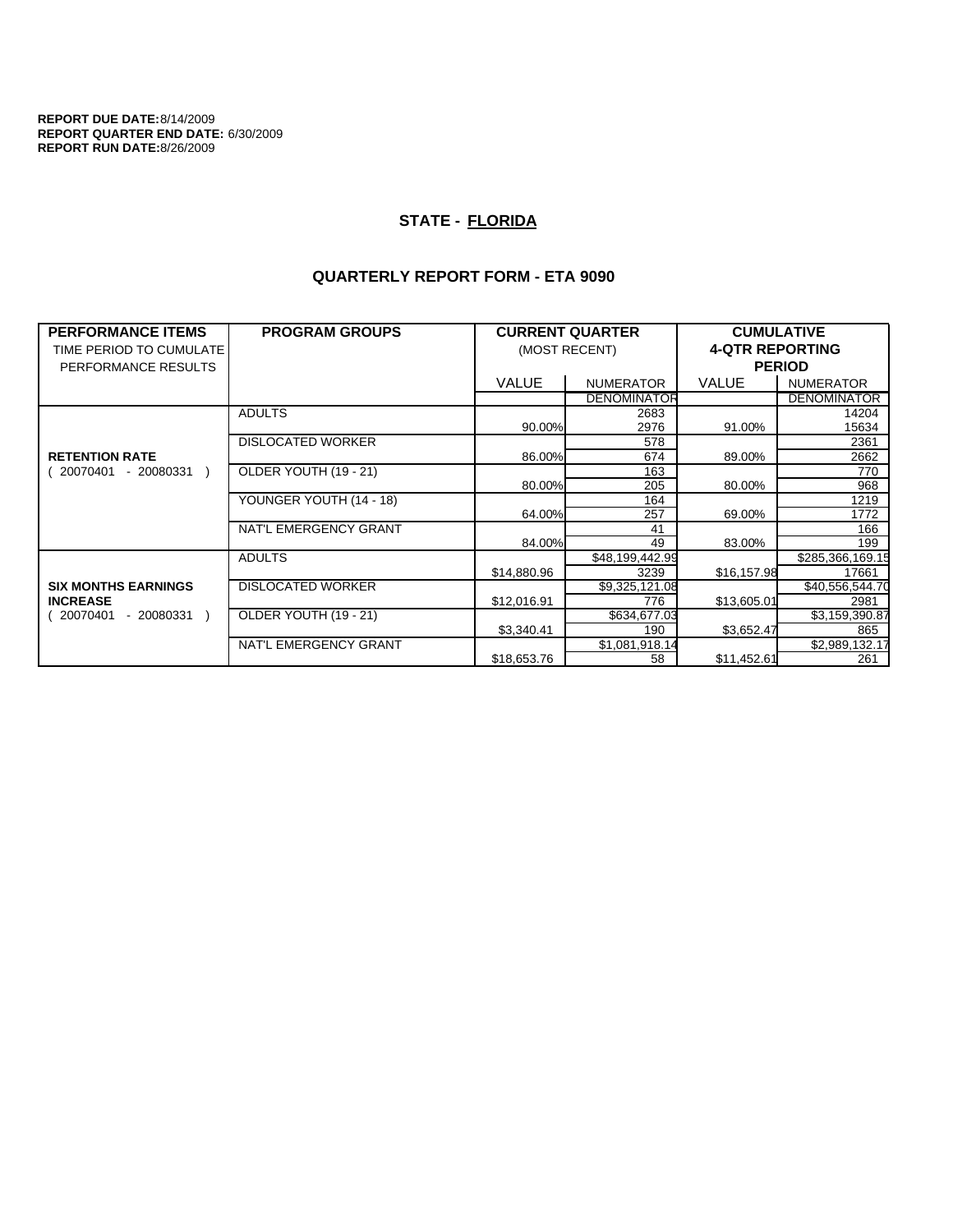**REPORT DUE DATE:** 8/14/2009
**REPORT QUARTER END DATE:** 6/30/2009
**REPORT RUN DATE:** 8/26/2009

## STATE - FLORIDA

## QUARTERLY REPORT FORM - ETA 9090

| PERFORMANCE ITEMS<br>TIME PERIOD TO CUMULATE PERFORMANCE RESULTS | PROGRAM GROUPS | CURRENT QUARTER (MOST RECENT) | | CUMULATIVE 4-QTR REPORTING PERIOD | |
|---|---|---|---|---|---|
| | | VALUE | NUMERATOR<br>DENOMINATOR | VALUE | NUMERATOR<br>DENOMINATOR |
| **RETENTION RATE**<br>( 20070401 - 20080331 ) | ADULTS | 90.00% | 2683<br>2976 | 91.00% | 14204<br>15634 |
| | DISLOCATED WORKER | 86.00% | 578<br>674 | 89.00% | 2361<br>2662 |
| | OLDER YOUTH (19 - 21) | 80.00% | 163<br>205 | 80.00% | 770<br>968 |
| | YOUNGER YOUTH (14 - 18) | 64.00% | 164<br>257 | 69.00% | 1219<br>1772 |
| | NAT'L EMERGENCY GRANT | 84.00% | 41<br>49 | 83.00% | 166<br>199 |
| **SIX MONTHS EARNINGS INCREASE**<br>( 20070401 - 20080331 ) | ADULTS | $14,880.96 | $48,199,442.99<br>3239 | $16,157.98 | $285,366,169.15<br>17661 |
| | DISLOCATED WORKER | $12,016.91 | $9,325,121.08<br>776 | $13,605.01 | $40,556,544.70<br>2981 |
| | OLDER YOUTH (19 - 21) | $3,340.41 | $634,677.03<br>190 | $3,652.47 | $3,159,390.87<br>865 |
| | NAT'L EMERGENCY GRANT | $18,653.76 | $1,081,918.14<br>58 | $11,452.61 | $2,989,132.17<br>261 |